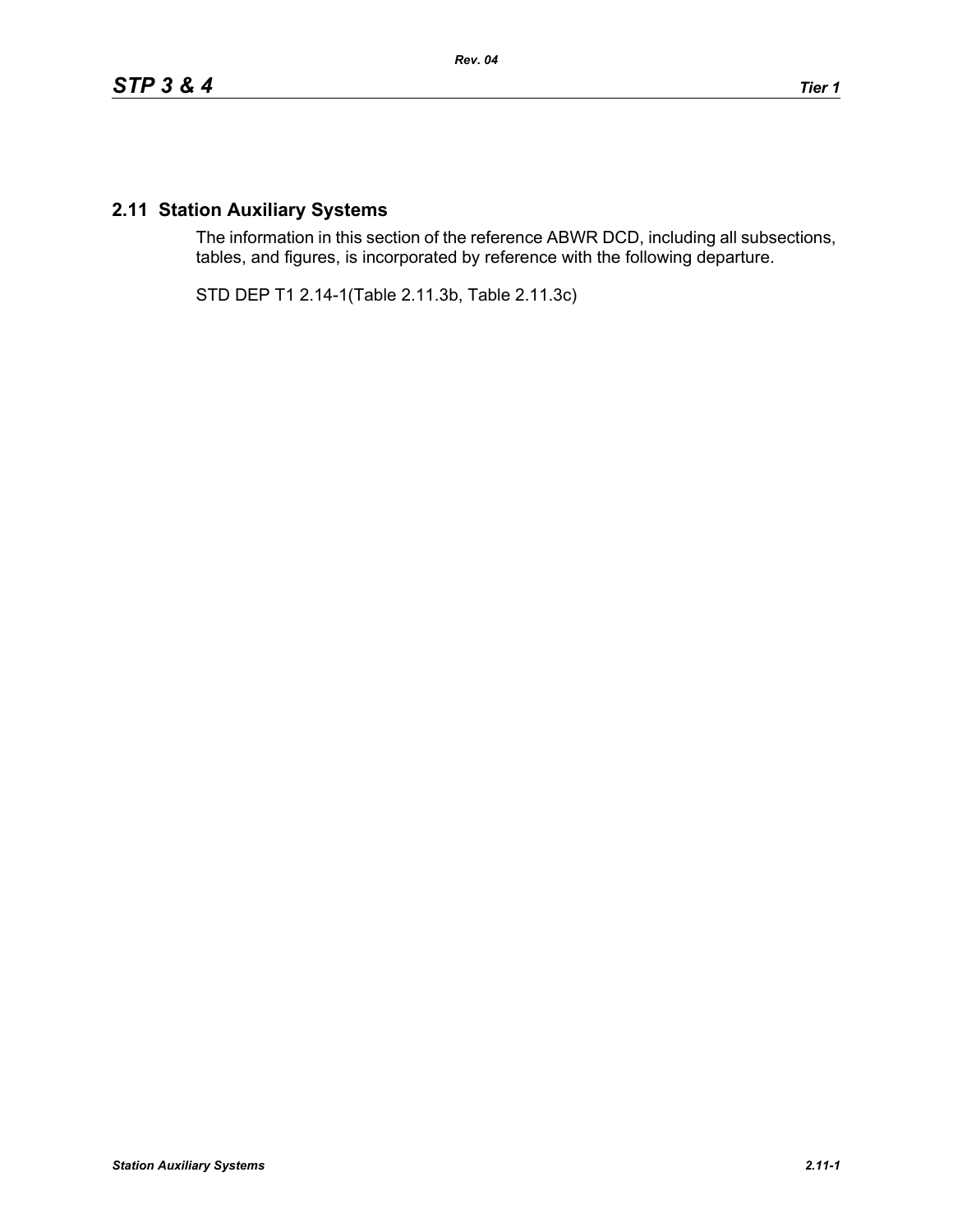## 2.11 Station Auxiliary Systems

The information in this section of the reference ABWR DCD, including all subsections, tables, and figures, is incorporated by reference with the following departure.

STD DEP T1 2.14-1(Table 2.11.3b, Table 2.11.3c)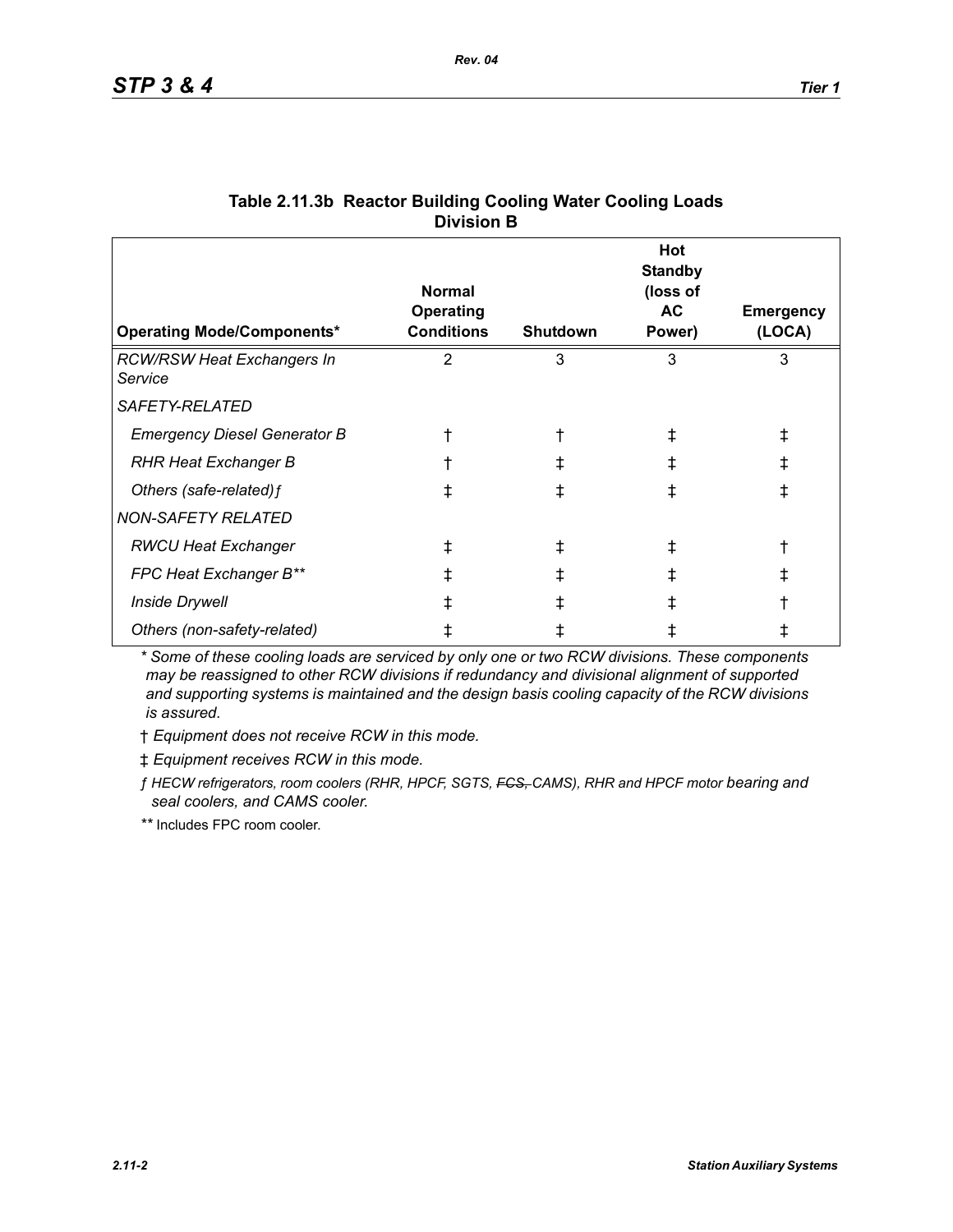**Table 2.11.3b Reactor Building Cooling Water Cooling Loads Division B**

| Operating Mode/Components* | Normal Operating Conditions | Shutdown | Hot Standby (loss of AC Power) | Emergency (LOCA) |
|---|---|---|---|---|
| *RCW/RSW Heat Exchangers In Service* | 2 | 3 | 3 | 3 |
| *SAFETY-RELATED* | | | | |
| *Emergency Diesel Generator B* | † | † | ‡ | ‡ |
| *RHR Heat Exchanger B* | † | ‡ | ‡ | ‡ |
| *Others (safe-related)ƒ* | ‡ | ‡ | ‡ | ‡ |
| *NON-SAFETY RELATED* | | | | |
| *RWCU Heat Exchanger* | ‡ | ‡ | ‡ | † |
| *FPC Heat Exchanger B*** | ‡ | ‡ | ‡ | ‡ |
| *Inside Drywell* | ‡ | ‡ | ‡ | † |
| *Others (non-safety-related)* | ‡ | ‡ | ‡ | ‡ |

*\* Some of these cooling loads are serviced by only one or two RCW divisions. These components may be reassigned to other RCW divisions if redundancy and divisional alignment of supported and supporting systems is maintained and the design basis cooling capacity of the RCW divisions is assured.*

† *Equipment does not receive RCW in this mode.*

‡ *Equipment receives RCW in this mode.*

*ƒ HECW refrigerators, room coolers (RHR, HPCF, SGTS, ~~FCS,~~ CAMS), RHR and HPCF motor bearing and seal coolers, and CAMS cooler.*

** Includes FPC room cooler.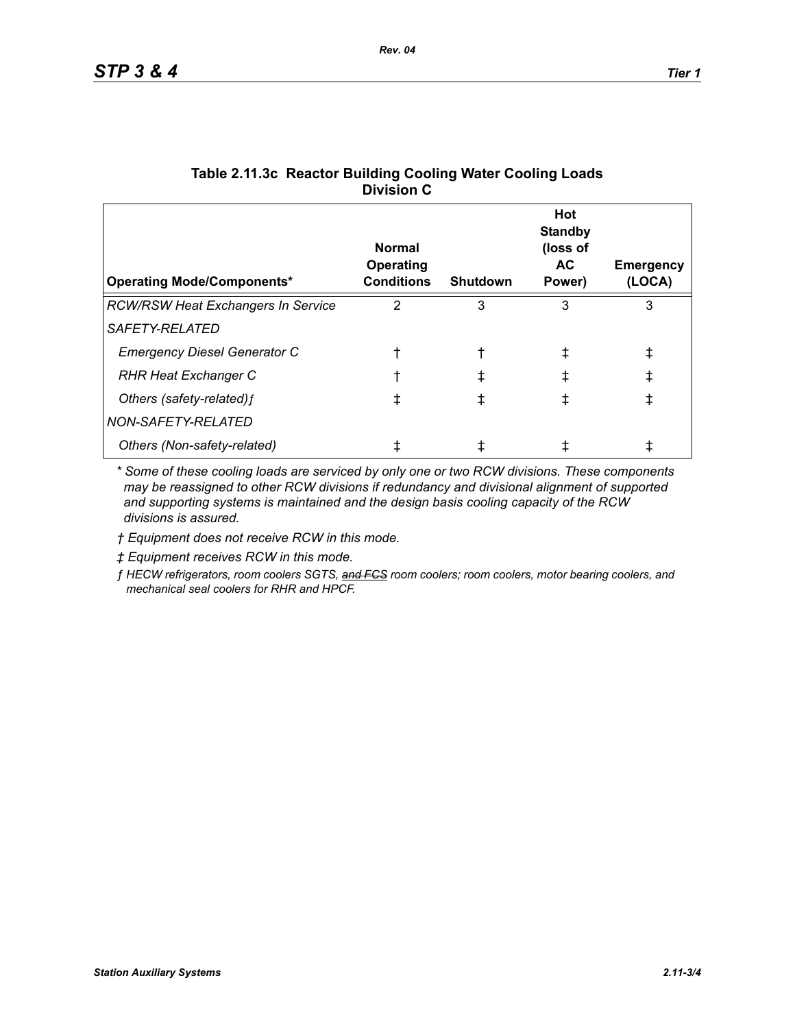## Table 2.11.3c Reactor Building Cooling Water Cooling Loads Division C

| Operating Mode/Components* | Normal Operating Conditions | Shutdown | Hot Standby (loss of AC Power) | Emergency (LOCA) |
|---|---|---|---|---|
| *RCW/RSW Heat Exchangers In Service* | 2 | 3 | 3 | 3 |
| *SAFETY-RELATED* | | | | |
| *Emergency Diesel Generator C* | † | † | ‡ | ‡ |
| *RHR Heat Exchanger C* | † | ‡ | ‡ | ‡ |
| *Others (safety-related)ƒ* | ‡ | ‡ | ‡ | ‡ |
| *NON-SAFETY-RELATED* | | | | |
| *Others (Non-safety-related)* | ‡ | ‡ | ‡ | ‡ |

*\* Some of these cooling loads are serviced by only one or two RCW divisions. These components may be reassigned to other RCW divisions if redundancy and divisional alignment of supported and supporting systems is maintained and the design basis cooling capacity of the RCW divisions is assured.*

*† Equipment does not receive RCW in this mode.*

*‡ Equipment receives RCW in this mode.*

*ƒ HECW refrigerators, room coolers SGTS, ~~and FCS~~ room coolers; room coolers, motor bearing coolers, and mechanical seal coolers for RHR and HPCF.*